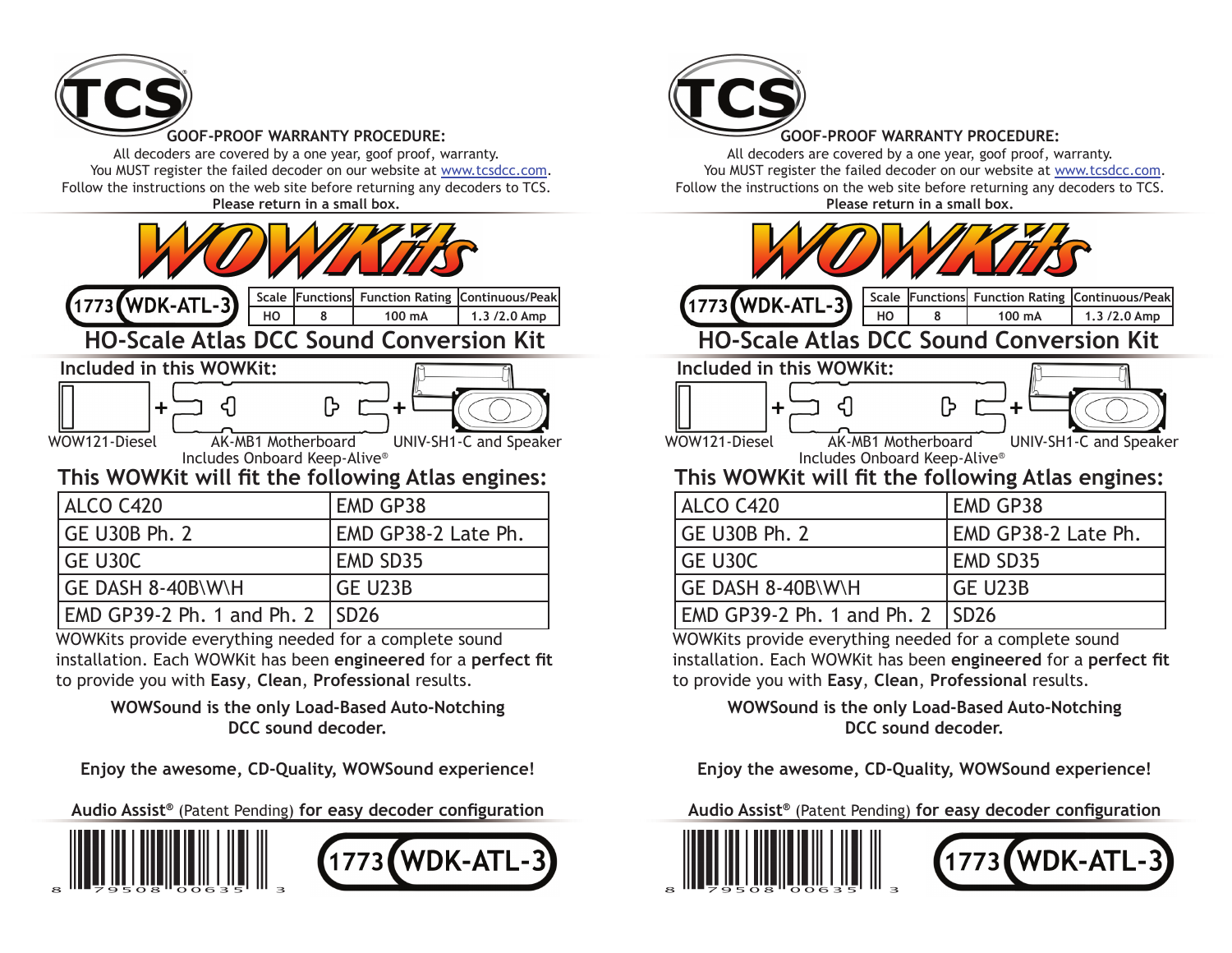TCS

**GOOF-PROOF WARRANTY PROCEDURE:**

All decoders are covered by a one year, goof proof, warranty.
You MUST register the failed decoder on our website at www.tcsdcc.com.
Follow the instructions on the web site before returning any decoders to TCS.
**Please return in a small box.**

# WOWKits

**1773 WDK-ATL-3**

| Scale | Functions | Function Rating | Continuous/Peak |
|---|---|---|---|
| HO | 8 | 100 mA | 1.3 /2.0 Amp |

## HO-Scale Atlas DCC Sound Conversion Kit

**Included in this WOWKit:**

WOW121-Diesel + AK-MB1 Motherboard + UNIV-SH1-C and Speaker

Includes Onboard Keep-Alive®

## This WOWKit will fit the following Atlas engines:

| | |
|---|---|
| ALCO C420 | EMD GP38 |
| GE U30B Ph. 2 | EMD GP38-2 Late Ph. |
| GE U30C | EMD SD35 |
| GE DASH 8-40B\W\H | GE U23B |
| EMD GP39-2 Ph. 1 and Ph. 2 | SD26 |

WOWKits provide everything needed for a complete sound installation. Each WOWKit has been **engineered** for a **perfect fit** to provide you with **Easy**, **Clean**, **Professional** results.

**WOWSound is the only Load-Based Auto-Notching DCC sound decoder.**

**Enjoy the awesome, CD-Quality, WOWSound experience!**

**Audio Assist®** (Patent Pending) **for easy decoder configuration**

8 79508 00635 3

**1773 WDK-ATL-3**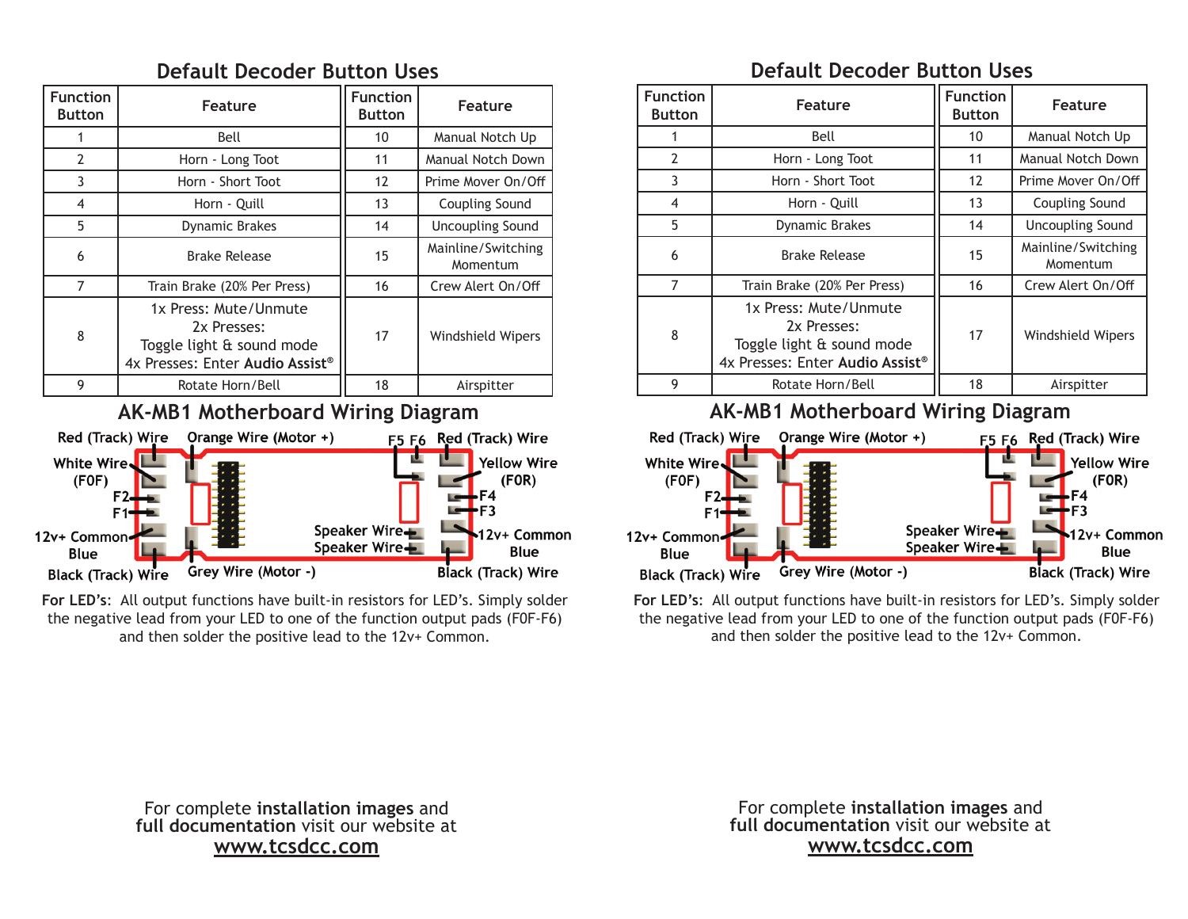## Default Decoder Button Uses

| Function Button | Feature | Function Button | Feature |
|---|---|---|---|
| 1 | Bell | 10 | Manual Notch Up |
| 2 | Horn - Long Toot | 11 | Manual Notch Down |
| 3 | Horn - Short Toot | 12 | Prime Mover On/Off |
| 4 | Horn - Quill | 13 | Coupling Sound |
| 5 | Dynamic Brakes | 14 | Uncoupling Sound |
| 6 | Brake Release | 15 | Mainline/Switching Momentum |
| 7 | Train Brake (20% Per Press) | 16 | Crew Alert On/Off |
| 8 | 1x Press: Mute/Unmute<br>2x Presses:<br>Toggle light & sound mode<br>4x Presses: Enter **Audio Assist**® | 17 | Windshield Wipers |
| 9 | Rotate Horn/Bell | 18 | Airspitter |

## AK-MB1 Motherboard Wiring Diagram

Red (Track) Wire
Orange Wire (Motor +)
F5 F6
Red (Track) Wire
White Wire (F0F)
Yellow Wire (F0R)
F2
F1
F4
F3
12v+ Common Blue
Speaker Wire
Speaker Wire
12v+ Common Blue
Black (Track) Wire
Grey Wire (Motor -)
Black (Track) Wire

**For LED's**: All output functions have built-in resistors for LED's. Simply solder the negative lead from your LED to one of the function output pads (F0F-F6) and then solder the positive lead to the 12v+ Common.

For complete **installation images** and **full documentation** visit our website at **www.tcsdcc.com**

## Default Decoder Button Uses

| Function Button | Feature | Function Button | Feature |
|---|---|---|---|
| 1 | Bell | 10 | Manual Notch Up |
| 2 | Horn - Long Toot | 11 | Manual Notch Down |
| 3 | Horn - Short Toot | 12 | Prime Mover On/Off |
| 4 | Horn - Quill | 13 | Coupling Sound |
| 5 | Dynamic Brakes | 14 | Uncoupling Sound |
| 6 | Brake Release | 15 | Mainline/Switching Momentum |
| 7 | Train Brake (20% Per Press) | 16 | Crew Alert On/Off |
| 8 | 1x Press: Mute/Unmute<br>2x Presses:<br>Toggle light & sound mode<br>4x Presses: Enter **Audio Assist**® | 17 | Windshield Wipers |
| 9 | Rotate Horn/Bell | 18 | Airspitter |

## AK-MB1 Motherboard Wiring Diagram

Red (Track) Wire
Orange Wire (Motor +)
F5 F6
Red (Track) Wire
White Wire (F0F)
Yellow Wire (F0R)
F2
F1
F4
F3
12v+ Common Blue
Speaker Wire
Speaker Wire
12v+ Common Blue
Black (Track) Wire
Grey Wire (Motor -)
Black (Track) Wire

**For LED's**: All output functions have built-in resistors for LED's. Simply solder the negative lead from your LED to one of the function output pads (F0F-F6) and then solder the positive lead to the 12v+ Common.

For complete **installation images** and **full documentation** visit our website at **www.tcsdcc.com**